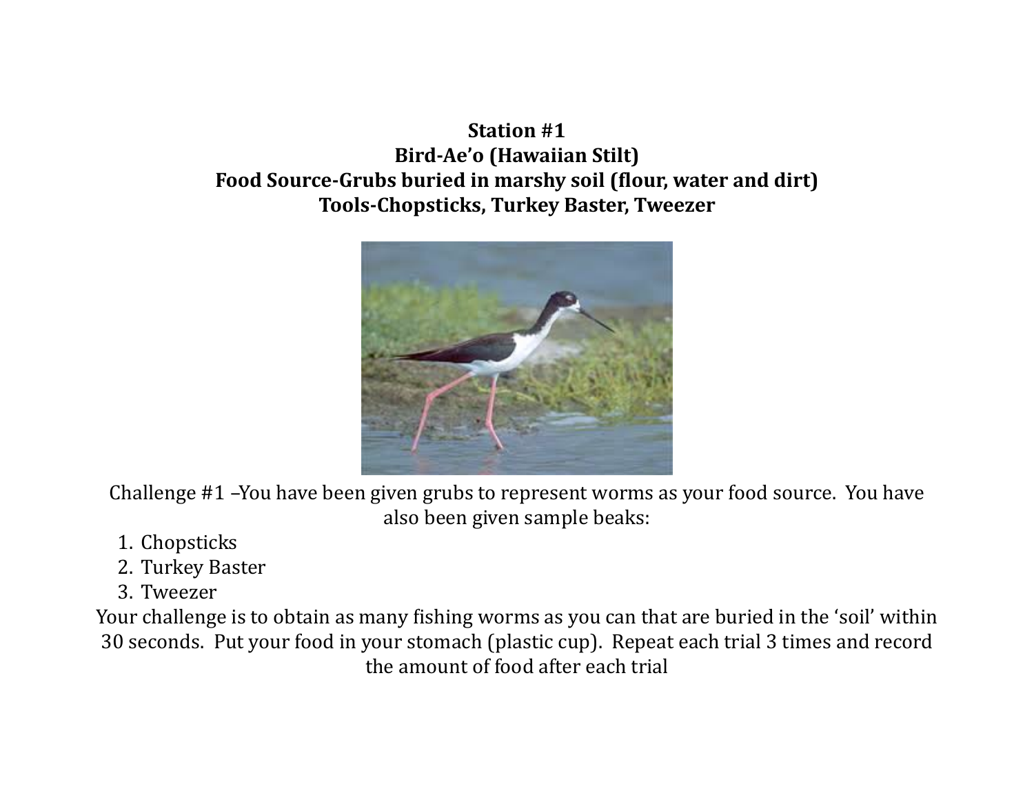**Station #1**
**Bird-Ae'o (Hawaiian Stilt)**
**Food Source-Grubs buried in marshy soil (flour, water and dirt)**
**Tools-Chopsticks, Turkey Baster, Tweezer**

Challenge #1 –You have been given grubs to represent worms as your food source. You have also been given sample beaks:

1. Chopsticks
2. Turkey Baster
3. Tweezer

Your challenge is to obtain as many fishing worms as you can that are buried in the 'soil' within 30 seconds. Put your food in your stomach (plastic cup). Repeat each trial 3 times and record the amount of food after each trial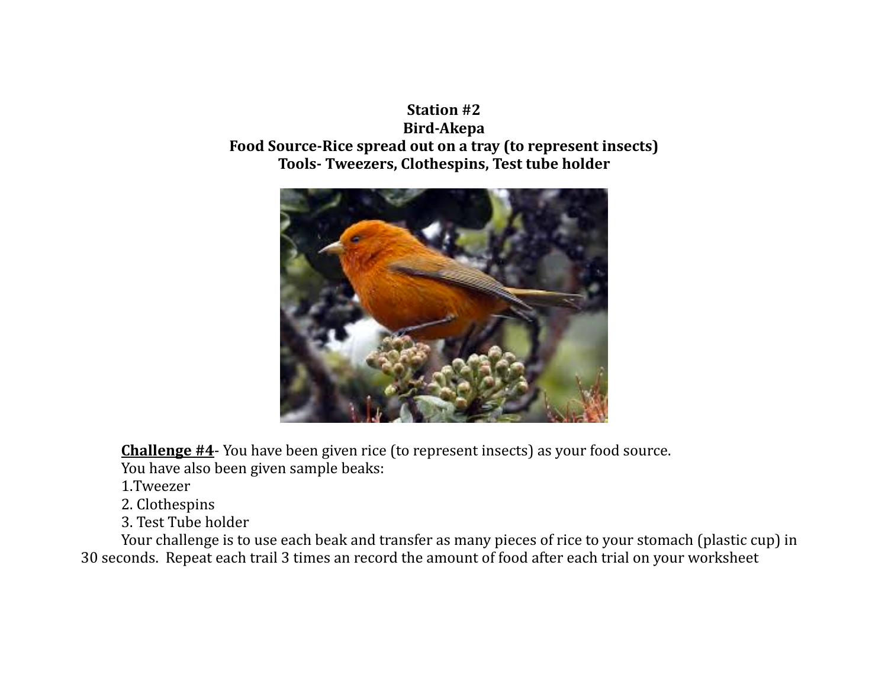**Station #2**
**Bird-Akepa**
**Food Source-Rice spread out on a tray (to represent insects)**
**Tools- Tweezers, Clothespins, Test tube holder**

**<u>Challenge #4</u>**- You have been given rice (to represent insects) as your food source.
You have also been given sample beaks:

1.Tweezer
2. Clothespins
3. Test Tube holder

Your challenge is to use each beak and transfer as many pieces of rice to your stomach (plastic cup) in 30 seconds. Repeat each trail 3 times an record the amount of food after each trial on your worksheet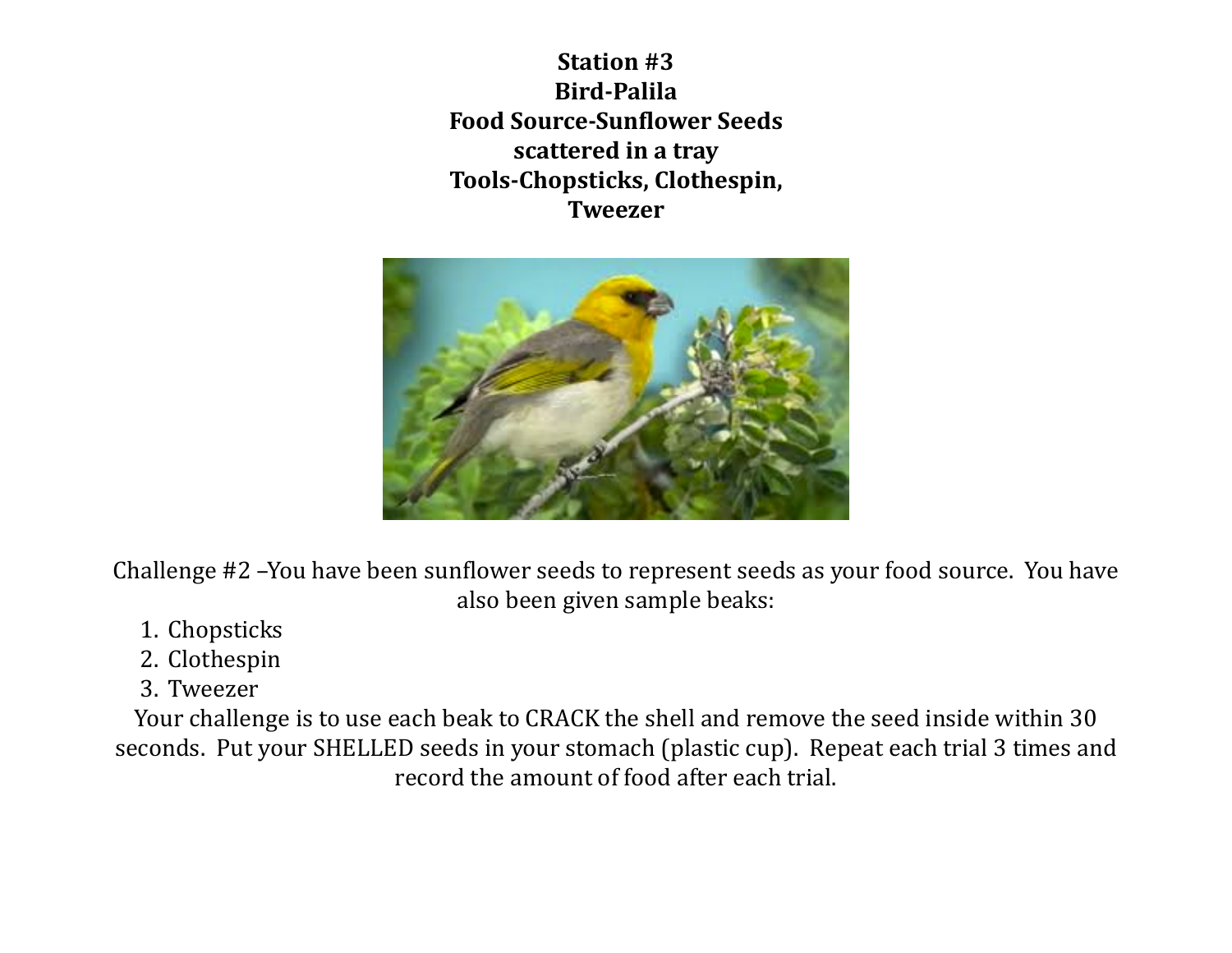**Station #3**
**Bird-Palila**
**Food Source-Sunflower Seeds scattered in a tray**
**Tools-Chopsticks, Clothespin, Tweezer**

Challenge #2 –You have been sunflower seeds to represent seeds as your food source. You have also been given sample beaks:

1. Chopsticks
2. Clothespin
3. Tweezer

Your challenge is to use each beak to CRACK the shell and remove the seed inside within 30 seconds. Put your SHELLED seeds in your stomach (plastic cup). Repeat each trial 3 times and record the amount of food after each trial.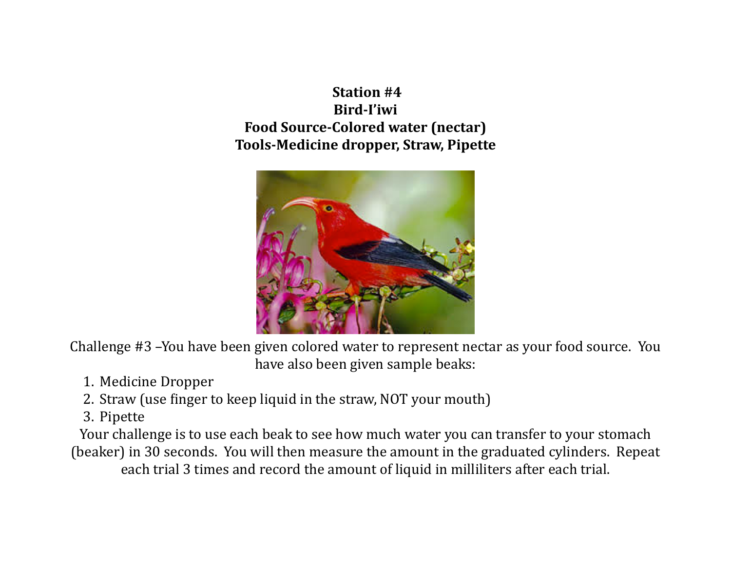**Station #4**
**Bird-I'iwi**
**Food Source-Colored water (nectar)**
**Tools-Medicine dropper, Straw, Pipette**

Challenge #3 –You have been given colored water to represent nectar as your food source. You have also been given sample beaks:

1. Medicine Dropper
2. Straw (use finger to keep liquid in the straw, NOT your mouth)
3. Pipette

Your challenge is to use each beak to see how much water you can transfer to your stomach (beaker) in 30 seconds. You will then measure the amount in the graduated cylinders. Repeat each trial 3 times and record the amount of liquid in milliliters after each trial.